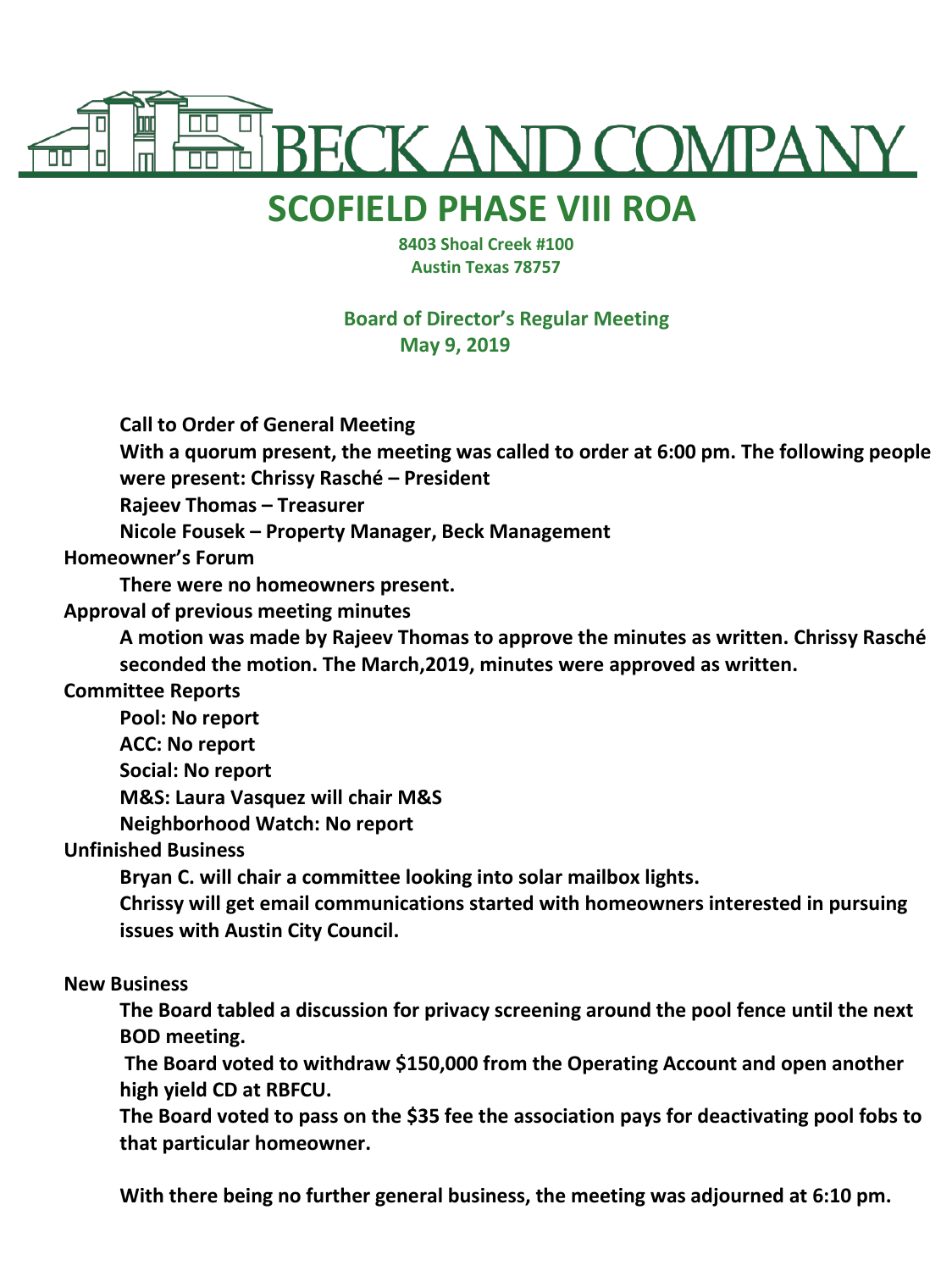# BECK AND COMPANY

# SCOFIELD PHASE VIII ROA

**8403 Shoal Creek #100**
**Austin Texas 78757**

**Board of Director's Regular Meeting**
**May 9, 2019**

**Call to Order of General Meeting**

**With a quorum present, the meeting was called to order at 6:00 pm. The following people were present: Chrissy Rasché – President**

**Rajeev Thomas – Treasurer**

**Nicole Fousek – Property Manager, Beck Management**

**Homeowner's Forum**

**There were no homeowners present.**

**Approval of previous meeting minutes**

**A motion was made by Rajeev Thomas to approve the minutes as written. Chrissy Rasché seconded the motion. The March,2019, minutes were approved as written.**

**Committee Reports**

**Pool: No report**

**ACC: No report**

**Social: No report**

**M&S: Laura Vasquez will chair M&S**

**Neighborhood Watch: No report**

**Unfinished Business**

**Bryan C. will chair a committee looking into solar mailbox lights.**

**Chrissy will get email communications started with homeowners interested in pursuing issues with Austin City Council.**

**New Business**

**The Board tabled a discussion for privacy screening around the pool fence until the next BOD meeting.**

**The Board voted to withdraw $150,000 from the Operating Account and open another high yield CD at RBFCU.**

**The Board voted to pass on the $35 fee the association pays for deactivating pool fobs to that particular homeowner.**

**With there being no further general business, the meeting was adjourned at 6:10 pm.**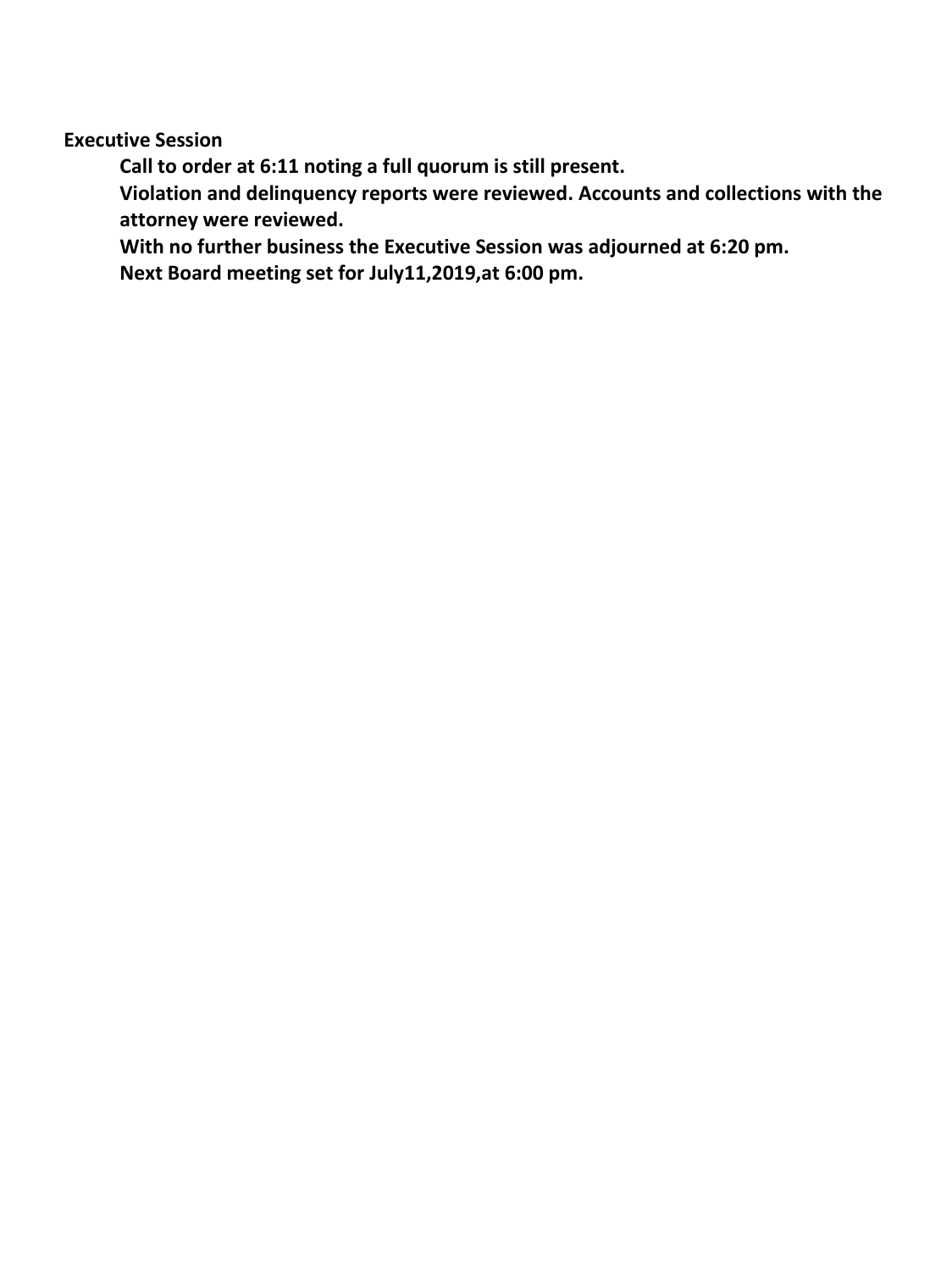**Executive Session**

**Call to order at 6:11 noting a full quorum is still present.**

**Violation and delinquency reports were reviewed. Accounts and collections with the attorney were reviewed.**

**With no further business the Executive Session was adjourned at 6:20 pm.**

**Next Board meeting set for July11,2019,at 6:00 pm.**